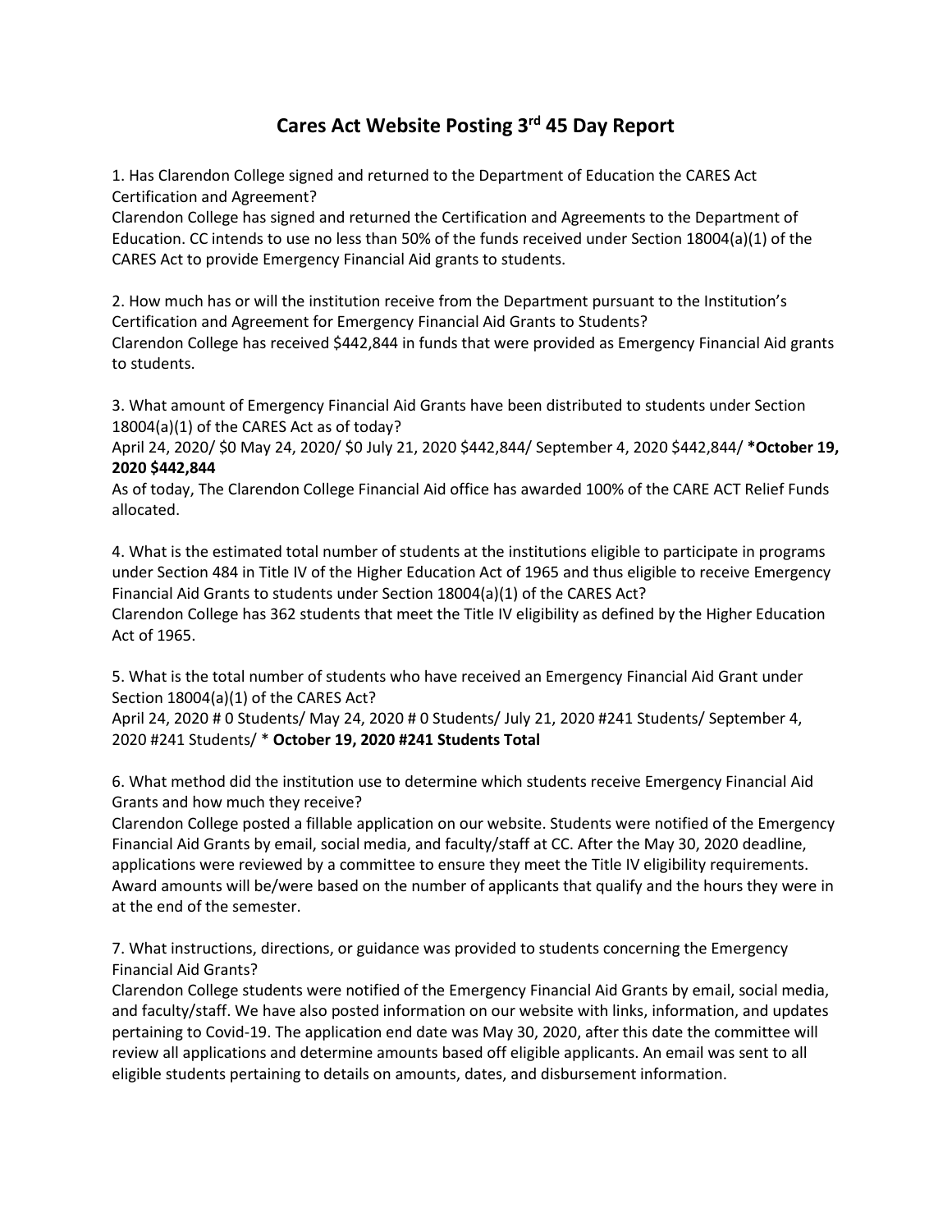# Cares Act Website Posting 3rd 45 Day Report

1. Has Clarendon College signed and returned to the Department of Education the CARES Act Certification and Agreement?
Clarendon College has signed and returned the Certification and Agreements to the Department of Education. CC intends to use no less than 50% of the funds received under Section 18004(a)(1) of the CARES Act to provide Emergency Financial Aid grants to students.

2. How much has or will the institution receive from the Department pursuant to the Institution's Certification and Agreement for Emergency Financial Aid Grants to Students?
Clarendon College has received $442,844 in funds that were provided as Emergency Financial Aid grants to students.

3. What amount of Emergency Financial Aid Grants have been distributed to students under Section 18004(a)(1) of the CARES Act as of today?
April 24, 2020/ $0 May 24, 2020/ $0 July 21, 2020 $442,844/ September 4, 2020 $442,844/ ***October 19, 2020 $442,844**
As of today, The Clarendon College Financial Aid office has awarded 100% of the CARE ACT Relief Funds allocated.

4. What is the estimated total number of students at the institutions eligible to participate in programs under Section 484 in Title IV of the Higher Education Act of 1965 and thus eligible to receive Emergency Financial Aid Grants to students under Section 18004(a)(1) of the CARES Act?
Clarendon College has 362 students that meet the Title IV eligibility as defined by the Higher Education Act of 1965.

5. What is the total number of students who have received an Emergency Financial Aid Grant under Section 18004(a)(1) of the CARES Act?
April 24, 2020 # 0 Students/ May 24, 2020 # 0 Students/ July 21, 2020 #241 Students/ September 4, 2020 #241 Students/ * **October 19, 2020 #241 Students Total**

6. What method did the institution use to determine which students receive Emergency Financial Aid Grants and how much they receive?
Clarendon College posted a fillable application on our website. Students were notified of the Emergency Financial Aid Grants by email, social media, and faculty/staff at CC. After the May 30, 2020 deadline, applications were reviewed by a committee to ensure they meet the Title IV eligibility requirements. Award amounts will be/were based on the number of applicants that qualify and the hours they were in at the end of the semester.

7. What instructions, directions, or guidance was provided to students concerning the Emergency Financial Aid Grants?
Clarendon College students were notified of the Emergency Financial Aid Grants by email, social media, and faculty/staff. We have also posted information on our website with links, information, and updates pertaining to Covid-19. The application end date was May 30, 2020, after this date the committee will review all applications and determine amounts based off eligible applicants. An email was sent to all eligible students pertaining to details on amounts, dates, and disbursement information.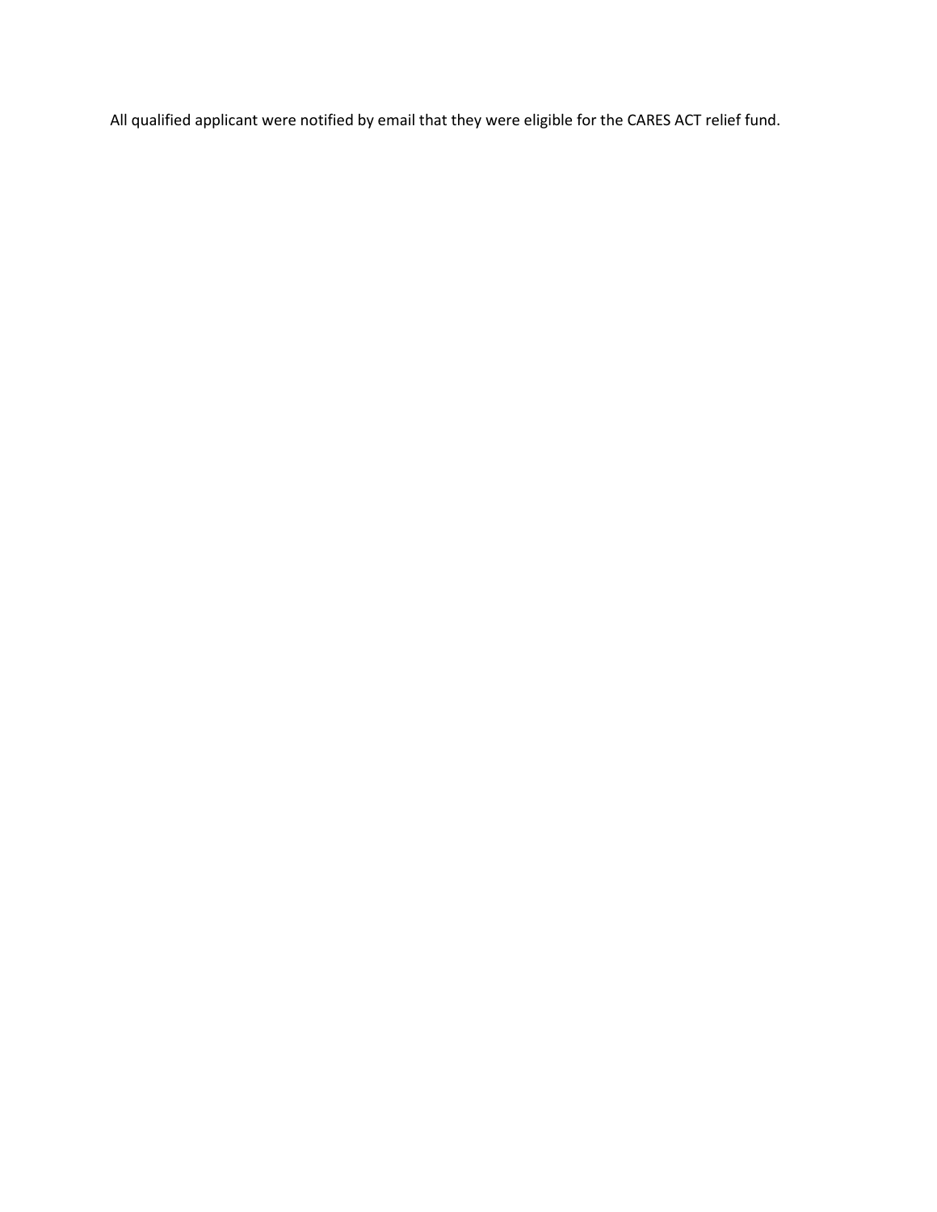All qualified applicant were notified by email that they were eligible for the CARES ACT relief fund.